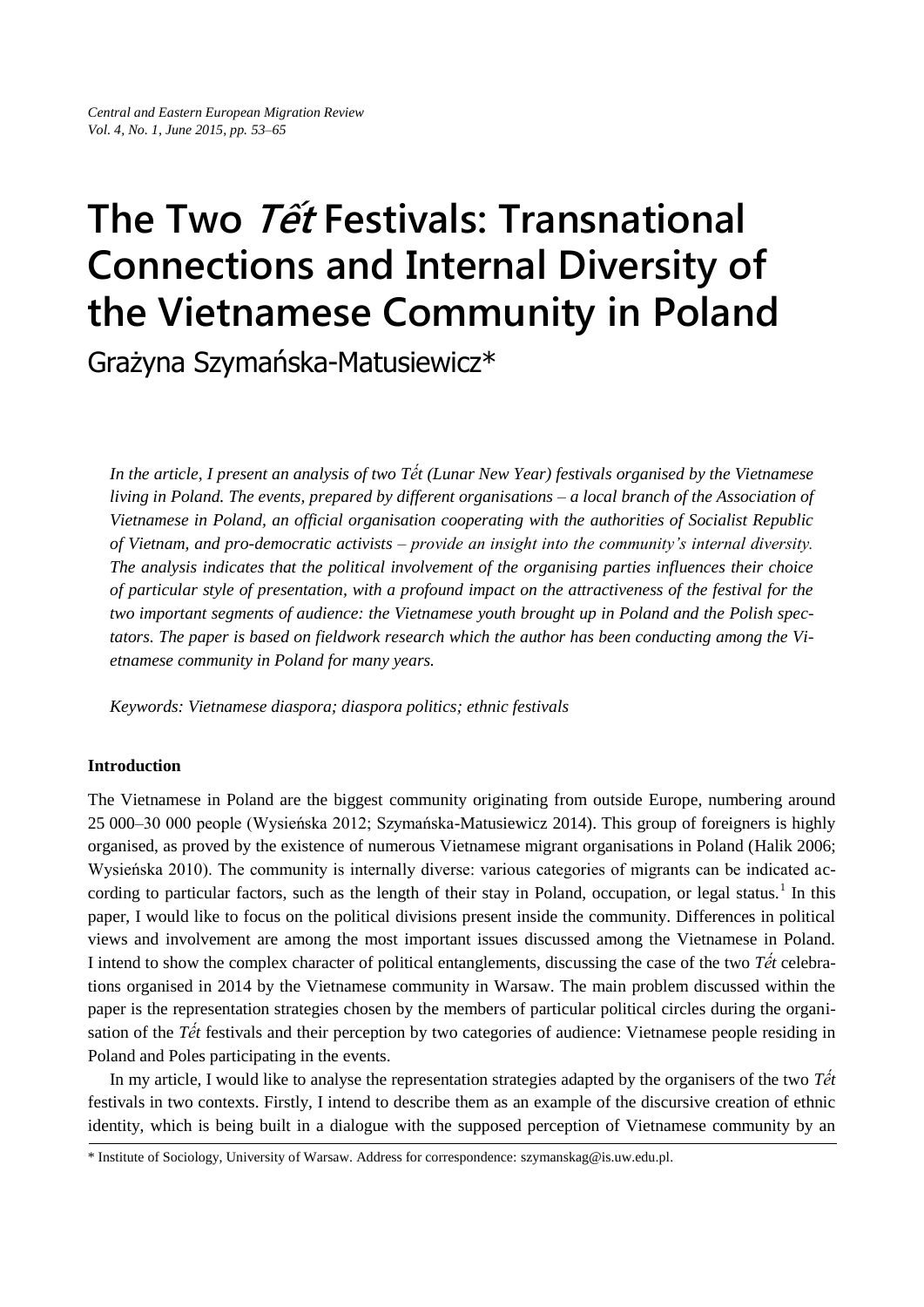# The Two *Tết* Festivals: Transnational Connections and Internal Diversity of the Vietnamese Community in Poland

Grażyna Szymańska-Matusiewicz*

*In the article, I present an analysis of two Tết (Lunar New Year) festivals organised by the Vietnamese living in Poland. The events, prepared by different organisations – a local branch of the Association of Vietnamese in Poland, an official organisation cooperating with the authorities of Socialist Republic of Vietnam, and pro-democratic activists – provide an insight into the community's internal diversity. The analysis indicates that the political involvement of the organising parties influences their choice of particular style of presentation, with a profound impact on the attractiveness of the festival for the two important segments of audience: the Vietnamese youth brought up in Poland and the Polish spectators. The paper is based on fieldwork research which the author has been conducting among the Vietnamese community in Poland for many years.*

*Keywords: Vietnamese diaspora; diaspora politics; ethnic festivals*

**Introduction**

The Vietnamese in Poland are the biggest community originating from outside Europe, numbering around 25 000–30 000 people (Wysieńska 2012; Szymańska-Matusiewicz 2014). This group of foreigners is highly organised, as proved by the existence of numerous Vietnamese migrant organisations in Poland (Halik 2006; Wysieńska 2010). The community is internally diverse: various categories of migrants can be indicated according to particular factors, such as the length of their stay in Poland, occupation, or legal status.[1] In this paper, I would like to focus on the political divisions present inside the community. Differences in political views and involvement are among the most important issues discussed among the Vietnamese in Poland. I intend to show the complex character of political entanglements, discussing the case of the two *Tết* celebrations organised in 2014 by the Vietnamese community in Warsaw. The main problem discussed within the paper is the representation strategies chosen by the members of particular political circles during the organisation of the *Tết* festivals and their perception by two categories of audience: Vietnamese people residing in Poland and Poles participating in the events.

In my article, I would like to analyse the representation strategies adapted by the organisers of the two *Tết* festivals in two contexts. Firstly, I intend to describe them as an example of the discursive creation of ethnic identity, which is being built in a dialogue with the supposed perception of Vietnamese community by an

* Institute of Sociology, University of Warsaw. Address for correspondence: szymanskag@is.uw.edu.pl.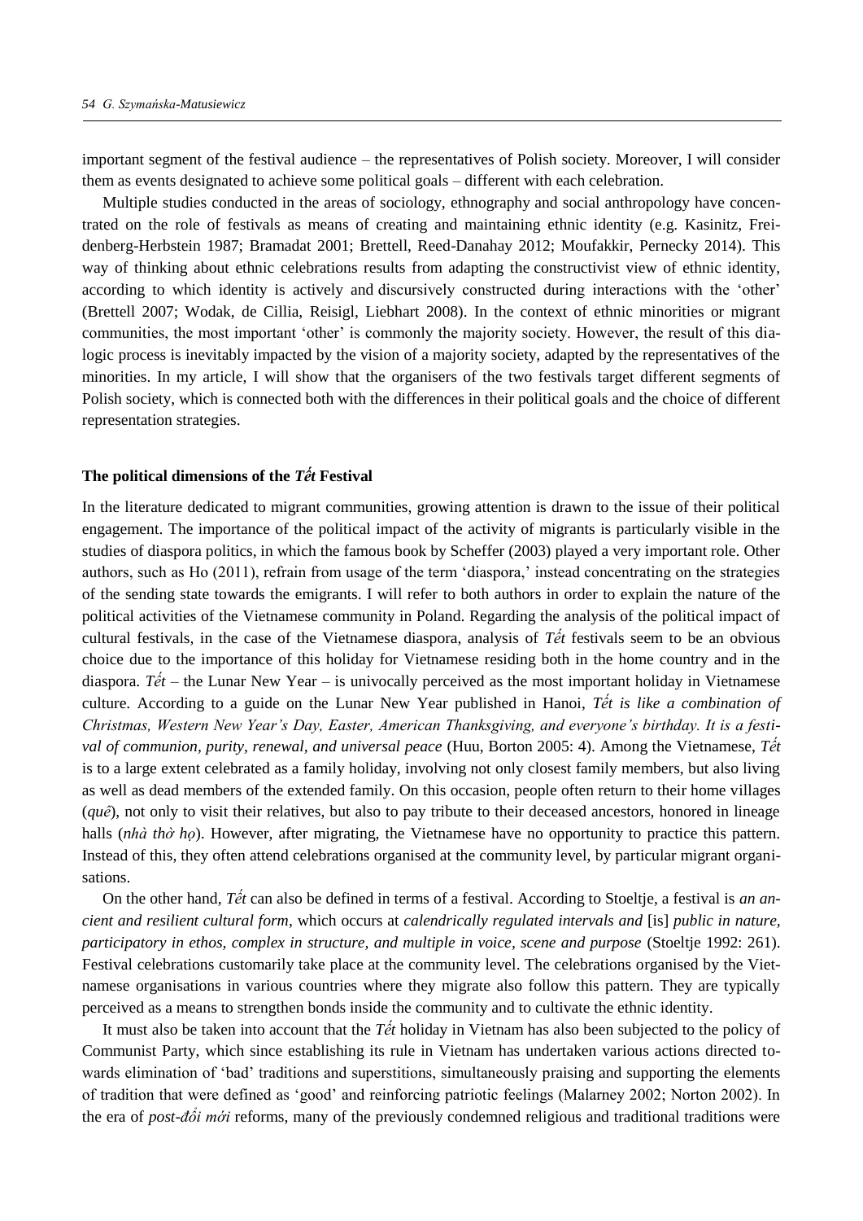important segment of the festival audience – the representatives of Polish society. Moreover, I will consider them as events designated to achieve some political goals – different with each celebration.

Multiple studies conducted in the areas of sociology, ethnography and social anthropology have concentrated on the role of festivals as means of creating and maintaining ethnic identity (e.g. Kasinitz, Freidenberg-Herbstein 1987; Bramadat 2001; Brettell, Reed-Danahay 2012; Moufakkir, Pernecky 2014). This way of thinking about ethnic celebrations results from adapting the constructivist view of ethnic identity, according to which identity is actively and discursively constructed during interactions with the 'other' (Brettell 2007; Wodak, de Cillia, Reisigl, Liebhart 2008). In the context of ethnic minorities or migrant communities, the most important 'other' is commonly the majority society. However, the result of this dialogic process is inevitably impacted by the vision of a majority society, adapted by the representatives of the minorities. In my article, I will show that the organisers of the two festivals target different segments of Polish society, which is connected both with the differences in their political goals and the choice of different representation strategies.

## The political dimensions of the *Tết* Festival

In the literature dedicated to migrant communities, growing attention is drawn to the issue of their political engagement. The importance of the political impact of the activity of migrants is particularly visible in the studies of diaspora politics, in which the famous book by Scheffer (2003) played a very important role. Other authors, such as Ho (2011), refrain from usage of the term 'diaspora,' instead concentrating on the strategies of the sending state towards the emigrants. I will refer to both authors in order to explain the nature of the political activities of the Vietnamese community in Poland. Regarding the analysis of the political impact of cultural festivals, in the case of the Vietnamese diaspora, analysis of *Tết* festivals seem to be an obvious choice due to the importance of this holiday for Vietnamese residing both in the home country and in the diaspora. *Tết* – the Lunar New Year – is univocally perceived as the most important holiday in Vietnamese culture. According to a guide on the Lunar New Year published in Hanoi, *Tết is like a combination of Christmas, Western New Year's Day, Easter, American Thanksgiving, and everyone's birthday. It is a festival of communion, purity, renewal, and universal peace* (Huu, Borton 2005: 4). Among the Vietnamese, *Tết* is to a large extent celebrated as a family holiday, involving not only closest family members, but also living as well as dead members of the extended family. On this occasion, people often return to their home villages (*quê*), not only to visit their relatives, but also to pay tribute to their deceased ancestors, honored in lineage halls (*nhà thờ họ*). However, after migrating, the Vietnamese have no opportunity to practice this pattern. Instead of this, they often attend celebrations organised at the community level, by particular migrant organisations.

On the other hand, *Tết* can also be defined in terms of a festival. According to Stoeltje, a festival is *an ancient and resilient cultural form*, which occurs at *calendrically regulated intervals and* [is] *public in nature, participatory in ethos, complex in structure, and multiple in voice, scene and purpose* (Stoeltje 1992: 261). Festival celebrations customarily take place at the community level. The celebrations organised by the Vietnamese organisations in various countries where they migrate also follow this pattern. They are typically perceived as a means to strengthen bonds inside the community and to cultivate the ethnic identity.

It must also be taken into account that the *Tết* holiday in Vietnam has also been subjected to the policy of Communist Party, which since establishing its rule in Vietnam has undertaken various actions directed towards elimination of 'bad' traditions and superstitions, simultaneously praising and supporting the elements of tradition that were defined as 'good' and reinforcing patriotic feelings (Malarney 2002; Norton 2002). In the era of *post-đổi mới* reforms, many of the previously condemned religious and traditional traditions were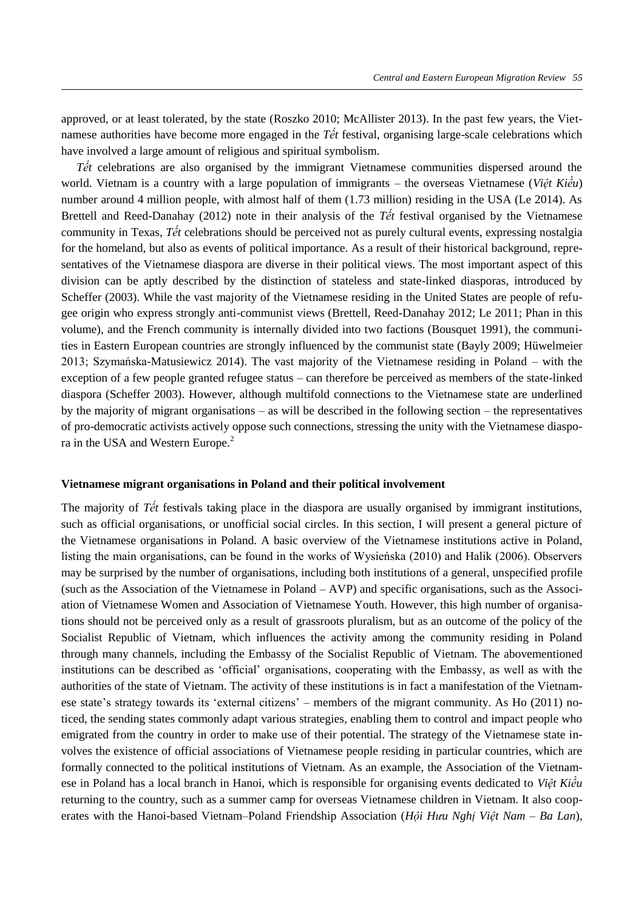approved, or at least tolerated, by the state (Roszko 2010; McAllister 2013). In the past few years, the Vietnamese authorities have become more engaged in the *Tết* festival, organising large-scale celebrations which have involved a large amount of religious and spiritual symbolism.

*Tết* celebrations are also organised by the immigrant Vietnamese communities dispersed around the world. Vietnam is a country with a large population of immigrants – the overseas Vietnamese (*Việt Kiều*) number around 4 million people, with almost half of them (1.73 million) residing in the USA (Le 2014). As Brettell and Reed-Danahay (2012) note in their analysis of the *Tết* festival organised by the Vietnamese community in Texas, *Tết* celebrations should be perceived not as purely cultural events, expressing nostalgia for the homeland, but also as events of political importance. As a result of their historical background, representatives of the Vietnamese diaspora are diverse in their political views. The most important aspect of this division can be aptly described by the distinction of stateless and state-linked diasporas, introduced by Scheffer (2003). While the vast majority of the Vietnamese residing in the United States are people of refugee origin who express strongly anti-communist views (Brettell, Reed-Danahay 2012; Le 2011; Phan in this volume), and the French community is internally divided into two factions (Bousquet 1991), the communities in Eastern European countries are strongly influenced by the communist state (Bayly 2009; Hüwelmeier 2013; Szymańska-Matusiewicz 2014). The vast majority of the Vietnamese residing in Poland – with the exception of a few people granted refugee status – can therefore be perceived as members of the state-linked diaspora (Scheffer 2003). However, although multifold connections to the Vietnamese state are underlined by the majority of migrant organisations – as will be described in the following section – the representatives of pro-democratic activists actively oppose such connections, stressing the unity with the Vietnamese diaspora in the USA and Western Europe.[2]

## Vietnamese migrant organisations in Poland and their political involvement

The majority of *Tết* festivals taking place in the diaspora are usually organised by immigrant institutions, such as official organisations, or unofficial social circles. In this section, I will present a general picture of the Vietnamese organisations in Poland. A basic overview of the Vietnamese institutions active in Poland, listing the main organisations, can be found in the works of Wysieńska (2010) and Halik (2006). Observers may be surprised by the number of organisations, including both institutions of a general, unspecified profile (such as the Association of the Vietnamese in Poland – AVP) and specific organisations, such as the Association of Vietnamese Women and Association of Vietnamese Youth. However, this high number of organisations should not be perceived only as a result of grassroots pluralism, but as an outcome of the policy of the Socialist Republic of Vietnam, which influences the activity among the community residing in Poland through many channels, including the Embassy of the Socialist Republic of Vietnam. The abovementioned institutions can be described as 'official' organisations, cooperating with the Embassy, as well as with the authorities of the state of Vietnam. The activity of these institutions is in fact a manifestation of the Vietnamese state's strategy towards its 'external citizens' – members of the migrant community. As Ho (2011) noticed, the sending states commonly adapt various strategies, enabling them to control and impact people who emigrated from the country in order to make use of their potential. The strategy of the Vietnamese state involves the existence of official associations of Vietnamese people residing in particular countries, which are formally connected to the political institutions of Vietnam. As an example, the Association of the Vietnamese in Poland has a local branch in Hanoi, which is responsible for organising events dedicated to *Việt Kiều* returning to the country, such as a summer camp for overseas Vietnamese children in Vietnam. It also cooperates with the Hanoi-based Vietnam–Poland Friendship Association (*Hội Hưu Nghị Việt Nam – Ba Lan*),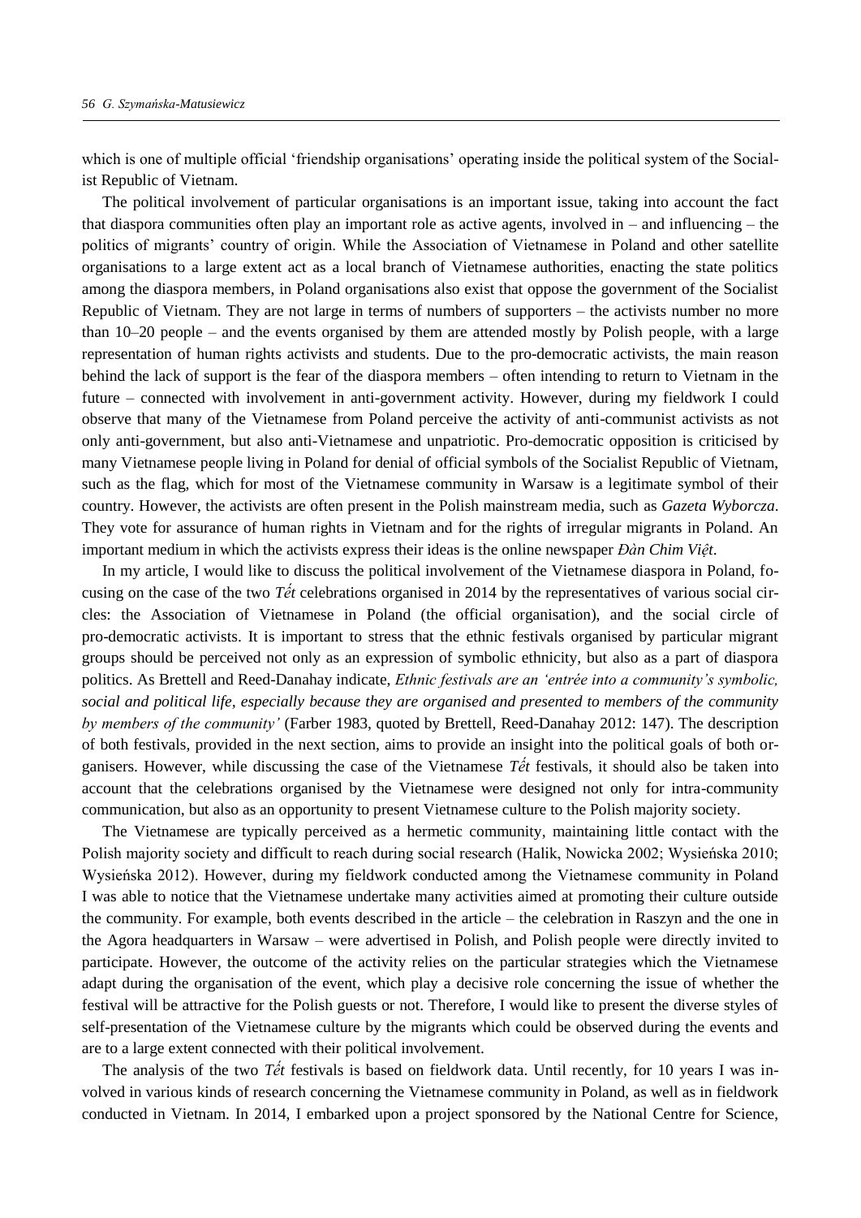which is one of multiple official 'friendship organisations' operating inside the political system of the Socialist Republic of Vietnam.

The political involvement of particular organisations is an important issue, taking into account the fact that diaspora communities often play an important role as active agents, involved in – and influencing – the politics of migrants' country of origin. While the Association of Vietnamese in Poland and other satellite organisations to a large extent act as a local branch of Vietnamese authorities, enacting the state politics among the diaspora members, in Poland organisations also exist that oppose the government of the Socialist Republic of Vietnam. They are not large in terms of numbers of supporters – the activists number no more than 10–20 people – and the events organised by them are attended mostly by Polish people, with a large representation of human rights activists and students. Due to the pro-democratic activists, the main reason behind the lack of support is the fear of the diaspora members – often intending to return to Vietnam in the future – connected with involvement in anti-government activity. However, during my fieldwork I could observe that many of the Vietnamese from Poland perceive the activity of anti-communist activists as not only anti-government, but also anti-Vietnamese and unpatriotic. Pro-democratic opposition is criticised by many Vietnamese people living in Poland for denial of official symbols of the Socialist Republic of Vietnam, such as the flag, which for most of the Vietnamese community in Warsaw is a legitimate symbol of their country. However, the activists are often present in the Polish mainstream media, such as *Gazeta Wyborcza*. They vote for assurance of human rights in Vietnam and for the rights of irregular migrants in Poland. An important medium in which the activists express their ideas is the online newspaper *Đàn Chim Việt*.

In my article, I would like to discuss the political involvement of the Vietnamese diaspora in Poland, focusing on the case of the two *Tết* celebrations organised in 2014 by the representatives of various social circles: the Association of Vietnamese in Poland (the official organisation), and the social circle of pro-democratic activists. It is important to stress that the ethnic festivals organised by particular migrant groups should be perceived not only as an expression of symbolic ethnicity, but also as a part of diaspora politics. As Brettell and Reed-Danahay indicate, *Ethnic festivals are an 'entrée into a community's symbolic, social and political life, especially because they are organised and presented to members of the community by members of the community'* (Farber 1983, quoted by Brettell, Reed-Danahay 2012: 147). The description of both festivals, provided in the next section, aims to provide an insight into the political goals of both organisers. However, while discussing the case of the Vietnamese *Tết* festivals, it should also be taken into account that the celebrations organised by the Vietnamese were designed not only for intra-community communication, but also as an opportunity to present Vietnamese culture to the Polish majority society.

The Vietnamese are typically perceived as a hermetic community, maintaining little contact with the Polish majority society and difficult to reach during social research (Halik, Nowicka 2002; Wysieńska 2010; Wysieńska 2012). However, during my fieldwork conducted among the Vietnamese community in Poland I was able to notice that the Vietnamese undertake many activities aimed at promoting their culture outside the community. For example, both events described in the article – the celebration in Raszyn and the one in the Agora headquarters in Warsaw – were advertised in Polish, and Polish people were directly invited to participate. However, the outcome of the activity relies on the particular strategies which the Vietnamese adapt during the organisation of the event, which play a decisive role concerning the issue of whether the festival will be attractive for the Polish guests or not. Therefore, I would like to present the diverse styles of self-presentation of the Vietnamese culture by the migrants which could be observed during the events and are to a large extent connected with their political involvement.

The analysis of the two *Tết* festivals is based on fieldwork data. Until recently, for 10 years I was involved in various kinds of research concerning the Vietnamese community in Poland, as well as in fieldwork conducted in Vietnam. In 2014, I embarked upon a project sponsored by the National Centre for Science,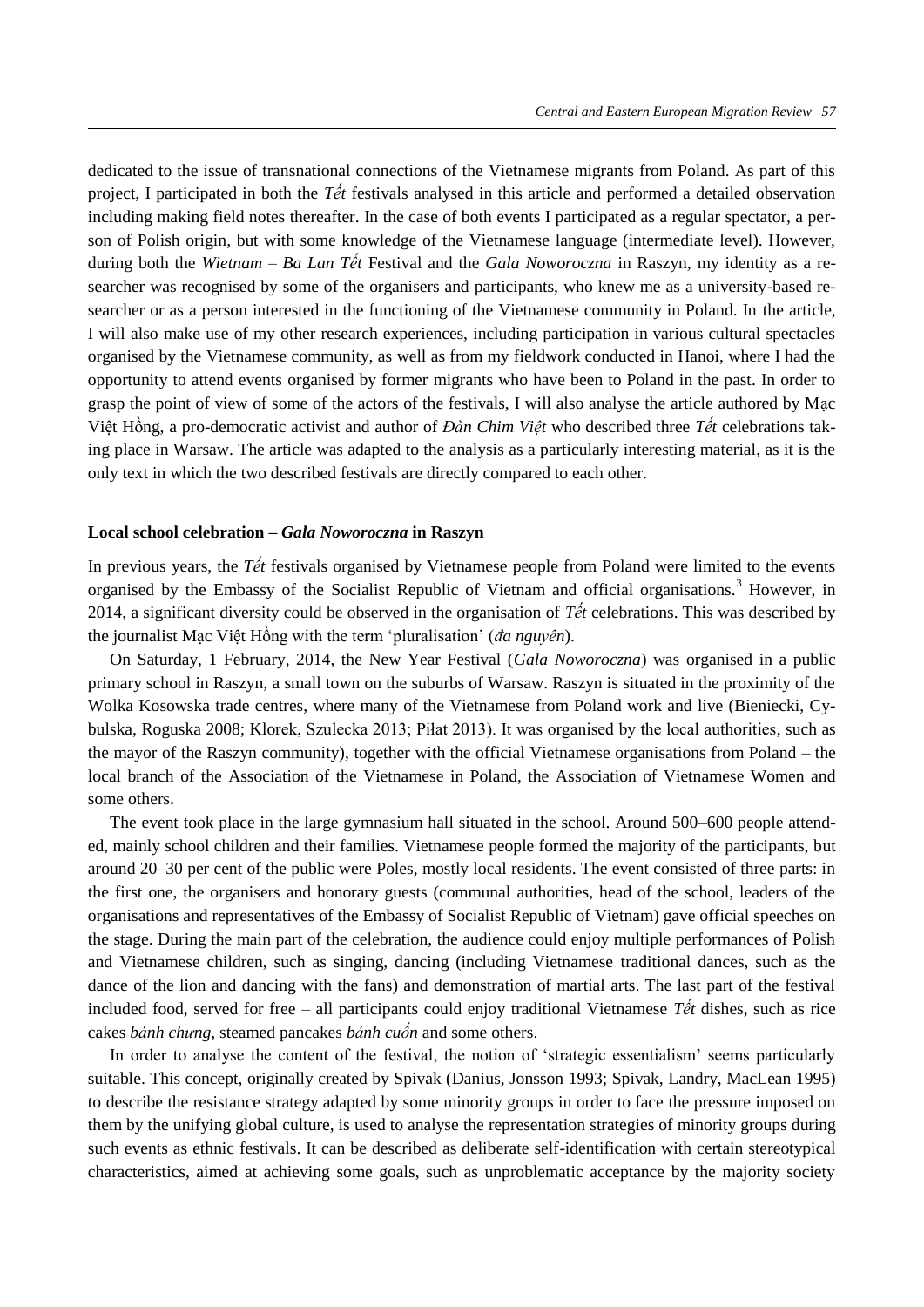dedicated to the issue of transnational connections of the Vietnamese migrants from Poland. As part of this project, I participated in both the *Tết* festivals analysed in this article and performed a detailed observation including making field notes thereafter. In the case of both events I participated as a regular spectator, a person of Polish origin, but with some knowledge of the Vietnamese language (intermediate level). However, during both the *Wietnam – Ba Lan Tết* Festival and the *Gala Noworoczna* in Raszyn, my identity as a researcher was recognised by some of the organisers and participants, who knew me as a university-based researcher or as a person interested in the functioning of the Vietnamese community in Poland. In the article, I will also make use of my other research experiences, including participation in various cultural spectacles organised by the Vietnamese community, as well as from my fieldwork conducted in Hanoi, where I had the opportunity to attend events organised by former migrants who have been to Poland in the past. In order to grasp the point of view of some of the actors of the festivals, I will also analyse the article authored by Mạc Việt Hồng, a pro-democratic activist and author of *Đàn Chim Việt* who described three *Tết* celebrations taking place in Warsaw. The article was adapted to the analysis as a particularly interesting material, as it is the only text in which the two described festivals are directly compared to each other.

### Local school celebration – *Gala Noworoczna* in Raszyn

In previous years, the *Tết* festivals organised by Vietnamese people from Poland were limited to the events organised by the Embassy of the Socialist Republic of Vietnam and official organisations.[3] However, in 2014, a significant diversity could be observed in the organisation of *Tết* celebrations. This was described by the journalist Mạc Việt Hồng with the term 'pluralisation' (*đa nguyên*).

On Saturday, 1 February, 2014, the New Year Festival (*Gala Noworoczna*) was organised in a public primary school in Raszyn, a small town on the suburbs of Warsaw. Raszyn is situated in the proximity of the Wolka Kosowska trade centres, where many of the Vietnamese from Poland work and live (Bieniecki, Cybulska, Roguska 2008; Klorek, Szulecka 2013; Piłat 2013). It was organised by the local authorities, such as the mayor of the Raszyn community), together with the official Vietnamese organisations from Poland – the local branch of the Association of the Vietnamese in Poland, the Association of Vietnamese Women and some others.

The event took place in the large gymnasium hall situated in the school. Around 500–600 people attended, mainly school children and their families. Vietnamese people formed the majority of the participants, but around 20–30 per cent of the public were Poles, mostly local residents. The event consisted of three parts: in the first one, the organisers and honorary guests (communal authorities, head of the school, leaders of the organisations and representatives of the Embassy of Socialist Republic of Vietnam) gave official speeches on the stage. During the main part of the celebration, the audience could enjoy multiple performances of Polish and Vietnamese children, such as singing, dancing (including Vietnamese traditional dances, such as the dance of the lion and dancing with the fans) and demonstration of martial arts. The last part of the festival included food, served for free – all participants could enjoy traditional Vietnamese *Tết* dishes, such as rice cakes *bánh chưng*, steamed pancakes *bánh cuốn* and some others.

In order to analyse the content of the festival, the notion of 'strategic essentialism' seems particularly suitable. This concept, originally created by Spivak (Danius, Jonsson 1993; Spivak, Landry, MacLean 1995) to describe the resistance strategy adapted by some minority groups in order to face the pressure imposed on them by the unifying global culture, is used to analyse the representation strategies of minority groups during such events as ethnic festivals. It can be described as deliberate self-identification with certain stereotypical characteristics, aimed at achieving some goals, such as unproblematic acceptance by the majority society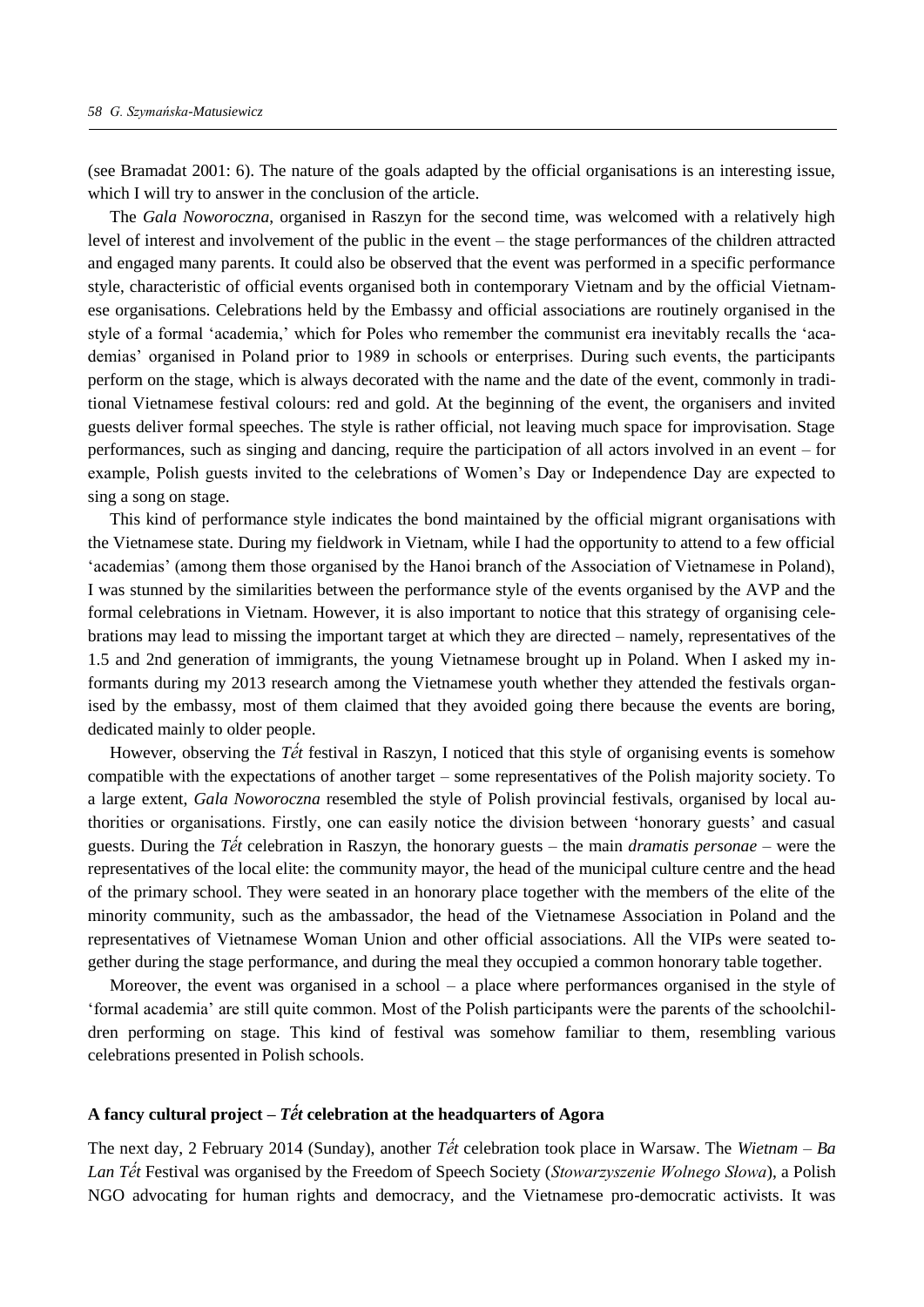(see Bramadat 2001: 6). The nature of the goals adapted by the official organisations is an interesting issue, which I will try to answer in the conclusion of the article.

The *Gala Noworoczna*, organised in Raszyn for the second time, was welcomed with a relatively high level of interest and involvement of the public in the event – the stage performances of the children attracted and engaged many parents. It could also be observed that the event was performed in a specific performance style, characteristic of official events organised both in contemporary Vietnam and by the official Vietnamese organisations. Celebrations held by the Embassy and official associations are routinely organised in the style of a formal 'academia,' which for Poles who remember the communist era inevitably recalls the 'academias' organised in Poland prior to 1989 in schools or enterprises. During such events, the participants perform on the stage, which is always decorated with the name and the date of the event, commonly in traditional Vietnamese festival colours: red and gold. At the beginning of the event, the organisers and invited guests deliver formal speeches. The style is rather official, not leaving much space for improvisation. Stage performances, such as singing and dancing, require the participation of all actors involved in an event – for example, Polish guests invited to the celebrations of Women's Day or Independence Day are expected to sing a song on stage.

This kind of performance style indicates the bond maintained by the official migrant organisations with the Vietnamese state. During my fieldwork in Vietnam, while I had the opportunity to attend to a few official 'academias' (among them those organised by the Hanoi branch of the Association of Vietnamese in Poland), I was stunned by the similarities between the performance style of the events organised by the AVP and the formal celebrations in Vietnam. However, it is also important to notice that this strategy of organising celebrations may lead to missing the important target at which they are directed – namely, representatives of the 1.5 and 2nd generation of immigrants, the young Vietnamese brought up in Poland. When I asked my informants during my 2013 research among the Vietnamese youth whether they attended the festivals organised by the embassy, most of them claimed that they avoided going there because the events are boring, dedicated mainly to older people.

However, observing the *Tết* festival in Raszyn, I noticed that this style of organising events is somehow compatible with the expectations of another target – some representatives of the Polish majority society. To a large extent, *Gala Noworoczna* resembled the style of Polish provincial festivals, organised by local authorities or organisations. Firstly, one can easily notice the division between 'honorary guests' and casual guests. During the *Tết* celebration in Raszyn, the honorary guests – the main *dramatis personae* – were the representatives of the local elite: the community mayor, the head of the municipal culture centre and the head of the primary school. They were seated in an honorary place together with the members of the elite of the minority community, such as the ambassador, the head of the Vietnamese Association in Poland and the representatives of Vietnamese Woman Union and other official associations. All the VIPs were seated together during the stage performance, and during the meal they occupied a common honorary table together.

Moreover, the event was organised in a school – a place where performances organised in the style of 'formal academia' are still quite common. Most of the Polish participants were the parents of the schoolchildren performing on stage. This kind of festival was somehow familiar to them, resembling various celebrations presented in Polish schools.

### A fancy cultural project – *Tết* celebration at the headquarters of Agora

The next day, 2 February 2014 (Sunday), another *Tết* celebration took place in Warsaw. The *Wietnam – Ba Lan Tết* Festival was organised by the Freedom of Speech Society (*Stowarzyszenie Wolnego Słowa*), a Polish NGO advocating for human rights and democracy, and the Vietnamese pro-democratic activists. It was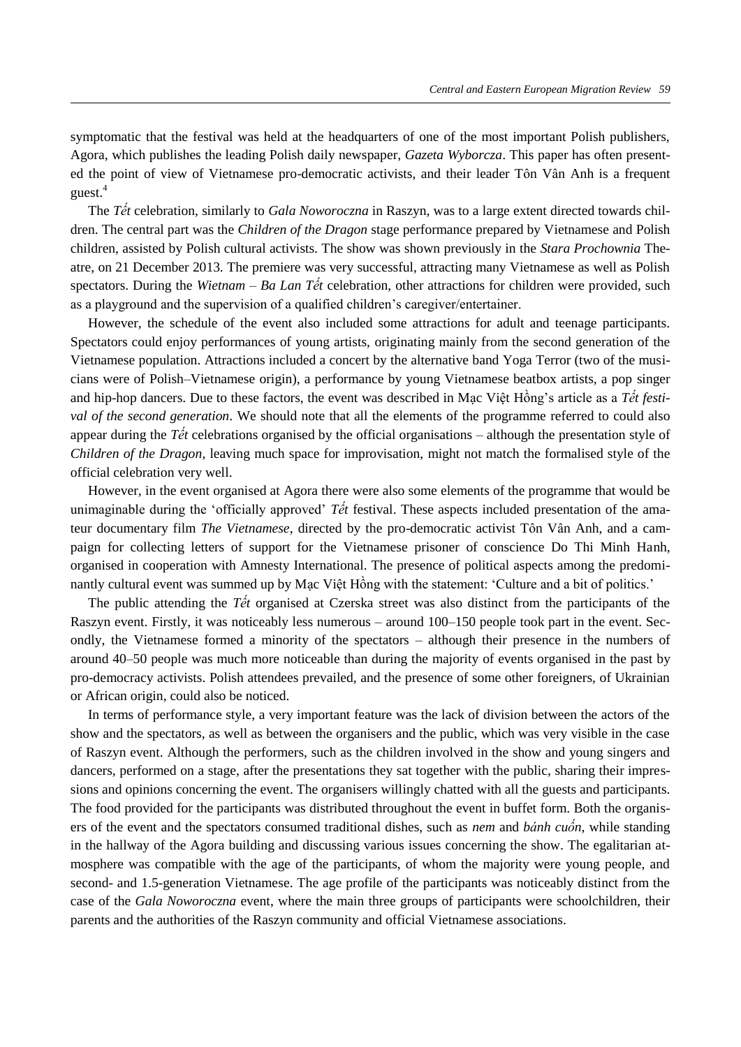symptomatic that the festival was held at the headquarters of one of the most important Polish publishers, Agora, which publishes the leading Polish daily newspaper, *Gazeta Wyborcza*. This paper has often presented the point of view of Vietnamese pro-democratic activists, and their leader Tôn Vân Anh is a frequent guest.[4]

The *Tết* celebration, similarly to *Gala Noworoczna* in Raszyn, was to a large extent directed towards children. The central part was the *Children of the Dragon* stage performance prepared by Vietnamese and Polish children, assisted by Polish cultural activists. The show was shown previously in the *Stara Prochownia* Theatre, on 21 December 2013. The premiere was very successful, attracting many Vietnamese as well as Polish spectators. During the *Wietnam – Ba Lan Tết* celebration, other attractions for children were provided, such as a playground and the supervision of a qualified children's caregiver/entertainer.

However, the schedule of the event also included some attractions for adult and teenage participants. Spectators could enjoy performances of young artists, originating mainly from the second generation of the Vietnamese population. Attractions included a concert by the alternative band Yoga Terror (two of the musicians were of Polish–Vietnamese origin), a performance by young Vietnamese beatbox artists, a pop singer and hip-hop dancers. Due to these factors, the event was described in Mạc Việt Hồng's article as a *Tết festival of the second generation*. We should note that all the elements of the programme referred to could also appear during the *Tết* celebrations organised by the official organisations – although the presentation style of *Children of the Dragon*, leaving much space for improvisation, might not match the formalised style of the official celebration very well.

However, in the event organised at Agora there were also some elements of the programme that would be unimaginable during the 'officially approved' *Tết* festival. These aspects included presentation of the amateur documentary film *The Vietnamese*, directed by the pro-democratic activist Tôn Vân Anh, and a campaign for collecting letters of support for the Vietnamese prisoner of conscience Do Thi Minh Hanh, organised in cooperation with Amnesty International. The presence of political aspects among the predominantly cultural event was summed up by Mạc Việt Hồng with the statement: 'Culture and a bit of politics.'

The public attending the *Tết* organised at Czerska street was also distinct from the participants of the Raszyn event. Firstly, it was noticeably less numerous – around 100–150 people took part in the event. Secondly, the Vietnamese formed a minority of the spectators – although their presence in the numbers of around 40–50 people was much more noticeable than during the majority of events organised in the past by pro-democracy activists. Polish attendees prevailed, and the presence of some other foreigners, of Ukrainian or African origin, could also be noticed.

In terms of performance style, a very important feature was the lack of division between the actors of the show and the spectators, as well as between the organisers and the public, which was very visible in the case of Raszyn event. Although the performers, such as the children involved in the show and young singers and dancers, performed on a stage, after the presentations they sat together with the public, sharing their impressions and opinions concerning the event. The organisers willingly chatted with all the guests and participants. The food provided for the participants was distributed throughout the event in buffet form. Both the organisers of the event and the spectators consumed traditional dishes, such as *nem* and *bánh cuốn*, while standing in the hallway of the Agora building and discussing various issues concerning the show. The egalitarian atmosphere was compatible with the age of the participants, of whom the majority were young people, and second- and 1.5-generation Vietnamese. The age profile of the participants was noticeably distinct from the case of the *Gala Noworoczna* event, where the main three groups of participants were schoolchildren, their parents and the authorities of the Raszyn community and official Vietnamese associations.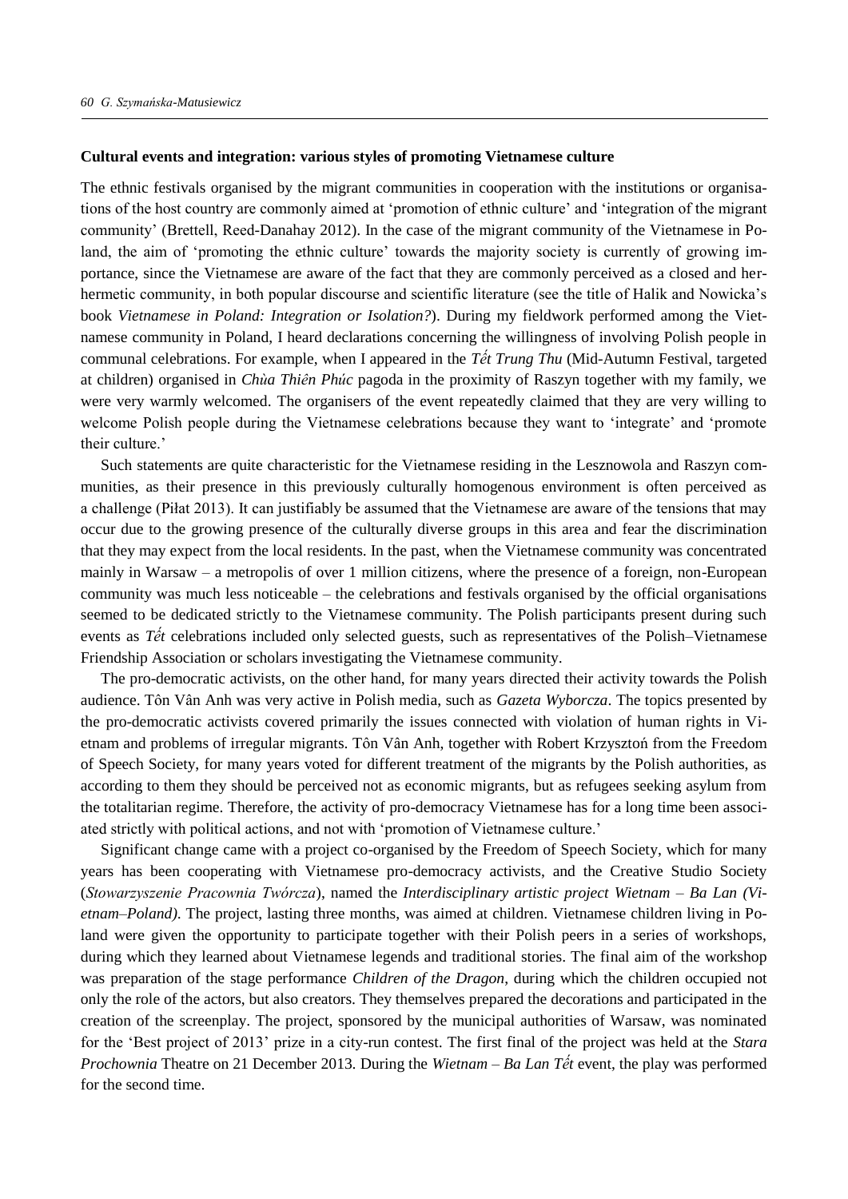**Cultural events and integration: various styles of promoting Vietnamese culture**

The ethnic festivals organised by the migrant communities in cooperation with the institutions or organisations of the host country are commonly aimed at 'promotion of ethnic culture' and 'integration of the migrant community' (Brettell, Reed-Danahay 2012). In the case of the migrant community of the Vietnamese in Poland, the aim of 'promoting the ethnic culture' towards the majority society is currently of growing importance, since the Vietnamese are aware of the fact that they are commonly perceived as a closed and hermetic community, in both popular discourse and scientific literature (see the title of Halik and Nowicka's book *Vietnamese in Poland: Integration or Isolation?*). During my fieldwork performed among the Vietnamese community in Poland, I heard declarations concerning the willingness of involving Polish people in communal celebrations. For example, when I appeared in the *Tết Trung Thu* (Mid-Autumn Festival, targeted at children) organised in *Chùa Thiên Phúc* pagoda in the proximity of Raszyn together with my family, we were very warmly welcomed. The organisers of the event repeatedly claimed that they are very willing to welcome Polish people during the Vietnamese celebrations because they want to 'integrate' and 'promote their culture.'

Such statements are quite characteristic for the Vietnamese residing in the Lesznowola and Raszyn communities, as their presence in this previously culturally homogenous environment is often perceived as a challenge (Piłat 2013). It can justifiably be assumed that the Vietnamese are aware of the tensions that may occur due to the growing presence of the culturally diverse groups in this area and fear the discrimination that they may expect from the local residents. In the past, when the Vietnamese community was concentrated mainly in Warsaw – a metropolis of over 1 million citizens, where the presence of a foreign, non-European community was much less noticeable – the celebrations and festivals organised by the official organisations seemed to be dedicated strictly to the Vietnamese community. The Polish participants present during such events as *Tết* celebrations included only selected guests, such as representatives of the Polish–Vietnamese Friendship Association or scholars investigating the Vietnamese community.

The pro-democratic activists, on the other hand, for many years directed their activity towards the Polish audience. Tôn Vân Anh was very active in Polish media, such as *Gazeta Wyborcza*. The topics presented by the pro-democratic activists covered primarily the issues connected with violation of human rights in Vietnam and problems of irregular migrants. Tôn Vân Anh, together with Robert Krzysztoń from the Freedom of Speech Society, for many years voted for different treatment of the migrants by the Polish authorities, as according to them they should be perceived not as economic migrants, but as refugees seeking asylum from the totalitarian regime. Therefore, the activity of pro-democracy Vietnamese has for a long time been associated strictly with political actions, and not with 'promotion of Vietnamese culture.'

Significant change came with a project co-organised by the Freedom of Speech Society, which for many years has been cooperating with Vietnamese pro-democracy activists, and the Creative Studio Society (*Stowarzyszenie Pracownia Twórcza*), named the *Interdisciplinary artistic project Wietnam – Ba Lan (Vietnam–Poland)*. The project, lasting three months, was aimed at children. Vietnamese children living in Poland were given the opportunity to participate together with their Polish peers in a series of workshops, during which they learned about Vietnamese legends and traditional stories. The final aim of the workshop was preparation of the stage performance *Children of the Dragon*, during which the children occupied not only the role of the actors, but also creators. They themselves prepared the decorations and participated in the creation of the screenplay. The project, sponsored by the municipal authorities of Warsaw, was nominated for the 'Best project of 2013' prize in a city-run contest. The first final of the project was held at the *Stara Prochownia* Theatre on 21 December 2013. During the *Wietnam – Ba Lan Tết* event, the play was performed for the second time.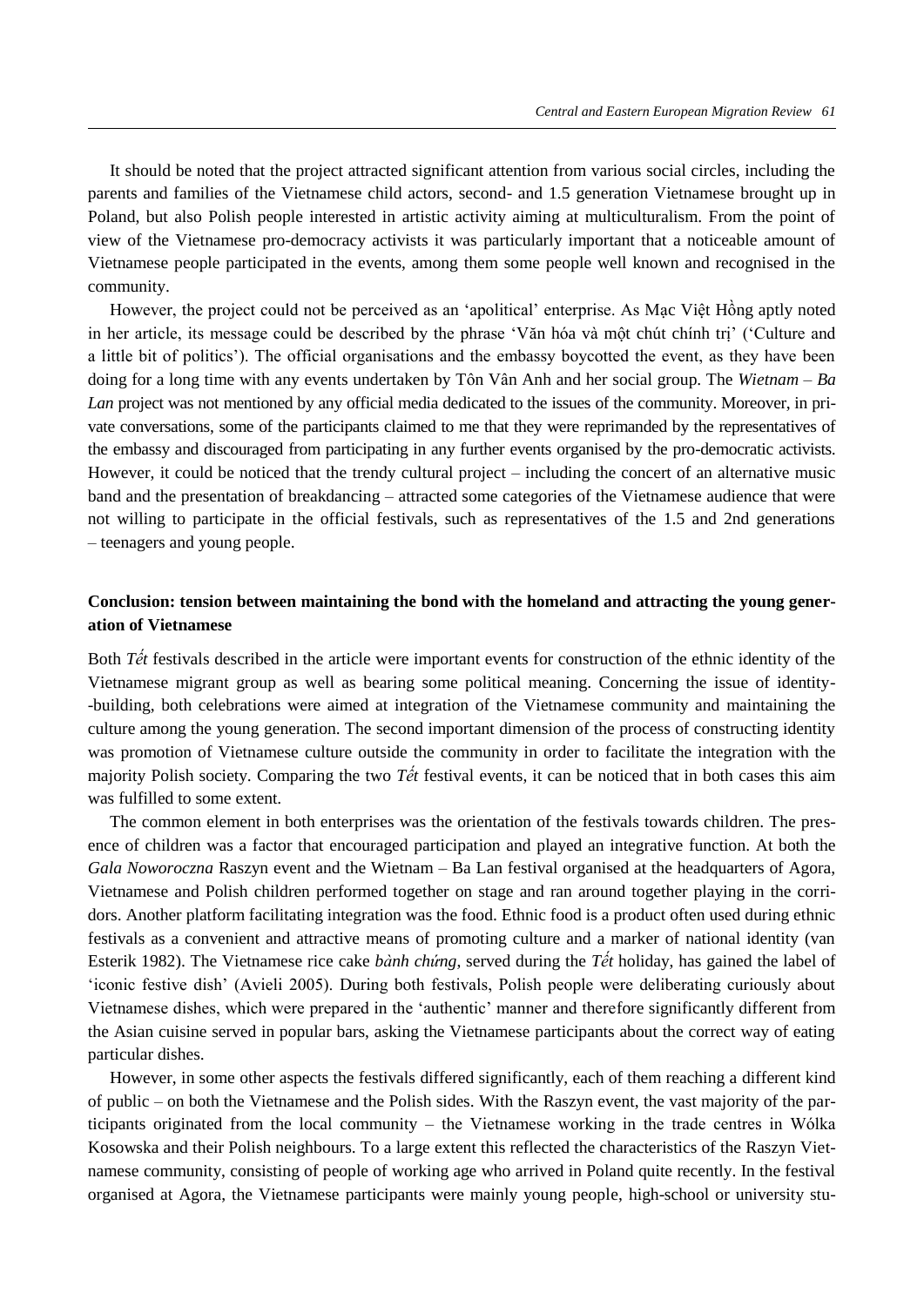It should be noted that the project attracted significant attention from various social circles, including the parents and families of the Vietnamese child actors, second- and 1.5 generation Vietnamese brought up in Poland, but also Polish people interested in artistic activity aiming at multiculturalism. From the point of view of the Vietnamese pro-democracy activists it was particularly important that a noticeable amount of Vietnamese people participated in the events, among them some people well known and recognised in the community.

However, the project could not be perceived as an 'apolitical' enterprise. As Mạc Việt Hồng aptly noted in her article, its message could be described by the phrase 'Văn hóa và một chút chính trị' ('Culture and a little bit of politics'). The official organisations and the embassy boycotted the event, as they have been doing for a long time with any events undertaken by Tôn Vân Anh and her social group. The *Wietnam – Ba Lan* project was not mentioned by any official media dedicated to the issues of the community. Moreover, in private conversations, some of the participants claimed to me that they were reprimanded by the representatives of the embassy and discouraged from participating in any further events organised by the pro-democratic activists. However, it could be noticed that the trendy cultural project – including the concert of an alternative music band and the presentation of breakdancing – attracted some categories of the Vietnamese audience that were not willing to participate in the official festivals, such as representatives of the 1.5 and 2nd generations – teenagers and young people.

## Conclusion: tension between maintaining the bond with the homeland and attracting the young generation of Vietnamese

Both *Tết* festivals described in the article were important events for construction of the ethnic identity of the Vietnamese migrant group as well as bearing some political meaning. Concerning the issue of identity-building, both celebrations were aimed at integration of the Vietnamese community and maintaining the culture among the young generation. The second important dimension of the process of constructing identity was promotion of Vietnamese culture outside the community in order to facilitate the integration with the majority Polish society. Comparing the two *Tết* festival events, it can be noticed that in both cases this aim was fulfilled to some extent.

The common element in both enterprises was the orientation of the festivals towards children. The presence of children was a factor that encouraged participation and played an integrative function. At both the *Gala Noworoczna* Raszyn event and the Wietnam – Ba Lan festival organised at the headquarters of Agora, Vietnamese and Polish children performed together on stage and ran around together playing in the corridors. Another platform facilitating integration was the food. Ethnic food is a product often used during ethnic festivals as a convenient and attractive means of promoting culture and a marker of national identity (van Esterik 1982). The Vietnamese rice cake *bành chứng*, served during the *Tết* holiday, has gained the label of 'iconic festive dish' (Avieli 2005). During both festivals, Polish people were deliberating curiously about Vietnamese dishes, which were prepared in the 'authentic' manner and therefore significantly different from the Asian cuisine served in popular bars, asking the Vietnamese participants about the correct way of eating particular dishes.

However, in some other aspects the festivals differed significantly, each of them reaching a different kind of public – on both the Vietnamese and the Polish sides. With the Raszyn event, the vast majority of the participants originated from the local community – the Vietnamese working in the trade centres in Wólka Kosowska and their Polish neighbours. To a large extent this reflected the characteristics of the Raszyn Vietnamese community, consisting of people of working age who arrived in Poland quite recently. In the festival organised at Agora, the Vietnamese participants were mainly young people, high-school or university stu-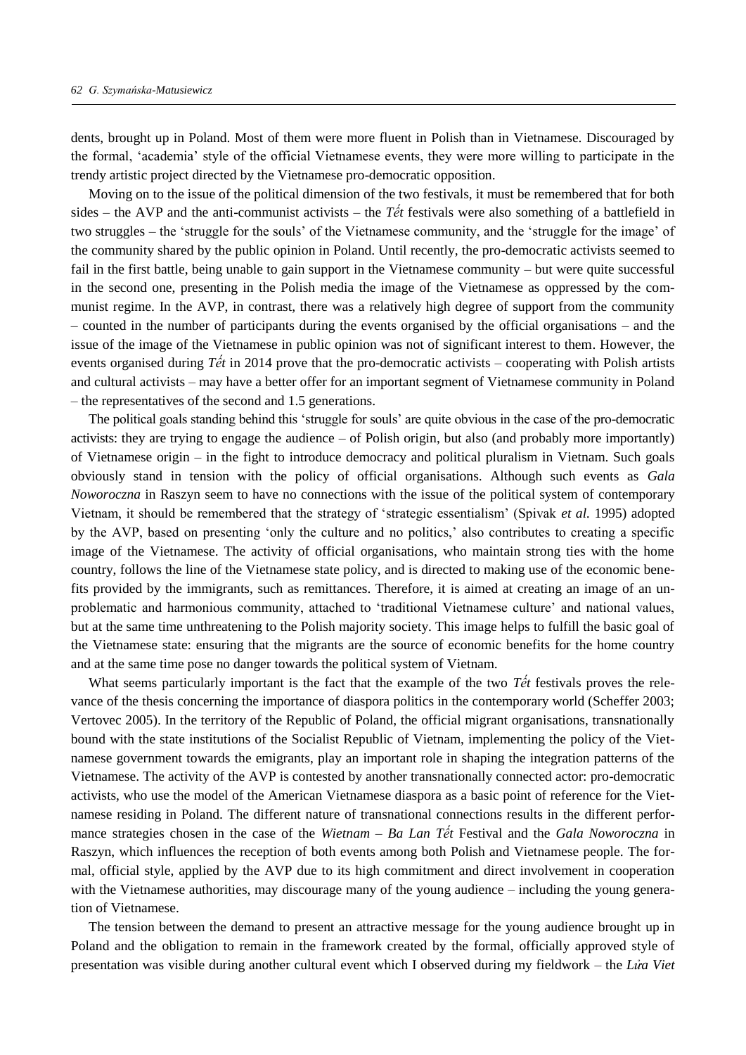dents, brought up in Poland. Most of them were more fluent in Polish than in Vietnamese. Discouraged by the formal, 'academia' style of the official Vietnamese events, they were more willing to participate in the trendy artistic project directed by the Vietnamese pro-democratic opposition.

Moving on to the issue of the political dimension of the two festivals, it must be remembered that for both sides – the AVP and the anti-communist activists – the *Tết* festivals were also something of a battlefield in two struggles – the 'struggle for the souls' of the Vietnamese community, and the 'struggle for the image' of the community shared by the public opinion in Poland. Until recently, the pro-democratic activists seemed to fail in the first battle, being unable to gain support in the Vietnamese community – but were quite successful in the second one, presenting in the Polish media the image of the Vietnamese as oppressed by the communist regime. In the AVP, in contrast, there was a relatively high degree of support from the community – counted in the number of participants during the events organised by the official organisations – and the issue of the image of the Vietnamese in public opinion was not of significant interest to them. However, the events organised during *Tết* in 2014 prove that the pro-democratic activists – cooperating with Polish artists and cultural activists – may have a better offer for an important segment of Vietnamese community in Poland – the representatives of the second and 1.5 generations.

The political goals standing behind this 'struggle for souls' are quite obvious in the case of the pro-democratic activists: they are trying to engage the audience – of Polish origin, but also (and probably more importantly) of Vietnamese origin – in the fight to introduce democracy and political pluralism in Vietnam. Such goals obviously stand in tension with the policy of official organisations. Although such events as *Gala Noworoczna* in Raszyn seem to have no connections with the issue of the political system of contemporary Vietnam, it should be remembered that the strategy of 'strategic essentialism' (Spivak *et al.* 1995) adopted by the AVP, based on presenting 'only the culture and no politics,' also contributes to creating a specific image of the Vietnamese. The activity of official organisations, who maintain strong ties with the home country, follows the line of the Vietnamese state policy, and is directed to making use of the economic benefits provided by the immigrants, such as remittances. Therefore, it is aimed at creating an image of an unproblematic and harmonious community, attached to 'traditional Vietnamese culture' and national values, but at the same time unthreatening to the Polish majority society. This image helps to fulfill the basic goal of the Vietnamese state: ensuring that the migrants are the source of economic benefits for the home country and at the same time pose no danger towards the political system of Vietnam.

What seems particularly important is the fact that the example of the two *Tết* festivals proves the relevance of the thesis concerning the importance of diaspora politics in the contemporary world (Scheffer 2003; Vertovec 2005). In the territory of the Republic of Poland, the official migrant organisations, transnationally bound with the state institutions of the Socialist Republic of Vietnam, implementing the policy of the Vietnamese government towards the emigrants, play an important role in shaping the integration patterns of the Vietnamese. The activity of the AVP is contested by another transnationally connected actor: pro-democratic activists, who use the model of the American Vietnamese diaspora as a basic point of reference for the Vietnamese residing in Poland. The different nature of transnational connections results in the different performance strategies chosen in the case of the *Wietnam – Ba Lan Tết* Festival and the *Gala Noworoczna* in Raszyn, which influences the reception of both events among both Polish and Vietnamese people. The formal, official style, applied by the AVP due to its high commitment and direct involvement in cooperation with the Vietnamese authorities, may discourage many of the young audience – including the young generation of Vietnamese.

The tension between the demand to present an attractive message for the young audience brought up in Poland and the obligation to remain in the framework created by the formal, officially approved style of presentation was visible during another cultural event which I observed during my fieldwork – the *Lửa Viet*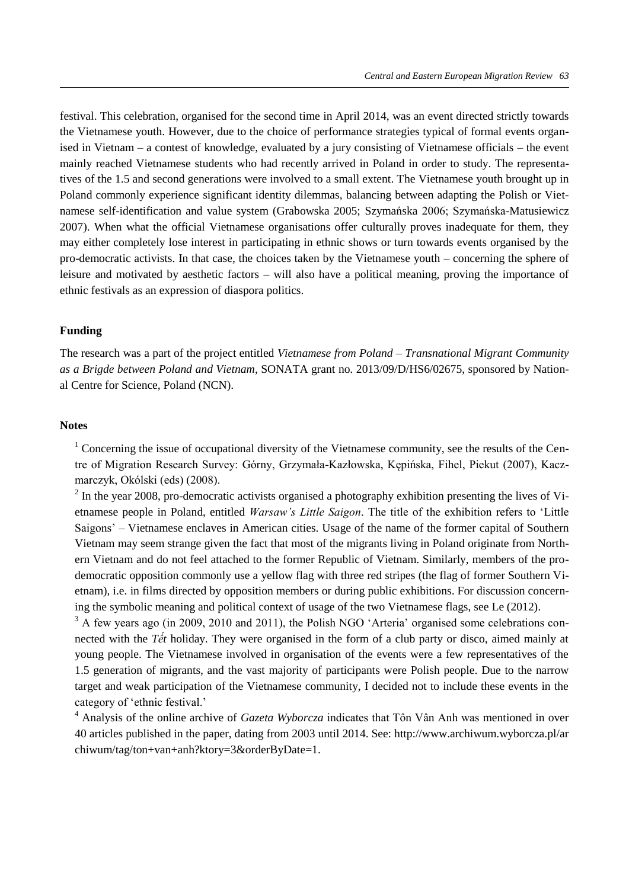festival. This celebration, organised for the second time in April 2014, was an event directed strictly towards the Vietnamese youth. However, due to the choice of performance strategies typical of formal events organised in Vietnam – a contest of knowledge, evaluated by a jury consisting of Vietnamese officials – the event mainly reached Vietnamese students who had recently arrived in Poland in order to study. The representatives of the 1.5 and second generations were involved to a small extent. The Vietnamese youth brought up in Poland commonly experience significant identity dilemmas, balancing between adapting the Polish or Vietnamese self-identification and value system (Grabowska 2005; Szymańska 2006; Szymańska-Matusiewicz 2007). When what the official Vietnamese organisations offer culturally proves inadequate for them, they may either completely lose interest in participating in ethnic shows or turn towards events organised by the pro-democratic activists. In that case, the choices taken by the Vietnamese youth – concerning the sphere of leisure and motivated by aesthetic factors – will also have a political meaning, proving the importance of ethnic festivals as an expression of diaspora politics.

## Funding

The research was a part of the project entitled *Vietnamese from Poland – Transnational Migrant Community as a Brigde between Poland and Vietnam*, SONATA grant no. 2013/09/D/HS6/02675, sponsored by National Centre for Science, Poland (NCN).

## Notes

[1] Concerning the issue of occupational diversity of the Vietnamese community, see the results of the Centre of Migration Research Survey: Górny, Grzymała-Kazłowska, Kępińska, Fihel, Piekut (2007), Kaczmarczyk, Okólski (eds) (2008).

[2] In the year 2008, pro-democratic activists organised a photography exhibition presenting the lives of Vietnamese people in Poland, entitled *Warsaw's Little Saigon*. The title of the exhibition refers to 'Little Saigons' – Vietnamese enclaves in American cities. Usage of the name of the former capital of Southern Vietnam may seem strange given the fact that most of the migrants living in Poland originate from Northern Vietnam and do not feel attached to the former Republic of Vietnam. Similarly, members of the pro-democratic opposition commonly use a yellow flag with three red stripes (the flag of former Southern Vietnam), i.e. in films directed by opposition members or during public exhibitions. For discussion concerning the symbolic meaning and political context of usage of the two Vietnamese flags, see Le (2012).

[3] A few years ago (in 2009, 2010 and 2011), the Polish NGO 'Arteria' organised some celebrations connected with the *Tết* holiday. They were organised in the form of a club party or disco, aimed mainly at young people. The Vietnamese involved in organisation of the events were a few representatives of the 1.5 generation of migrants, and the vast majority of participants were Polish people. Due to the narrow target and weak participation of the Vietnamese community, I decided not to include these events in the category of 'ethnic festival.'

[4] Analysis of the online archive of *Gazeta Wyborcza* indicates that Tôn Vân Anh was mentioned in over 40 articles published in the paper, dating from 2003 until 2014. See: http://www.archiwum.wyborcza.pl/archiwum/tag/ton+van+anh?ktory=3&orderByDate=1.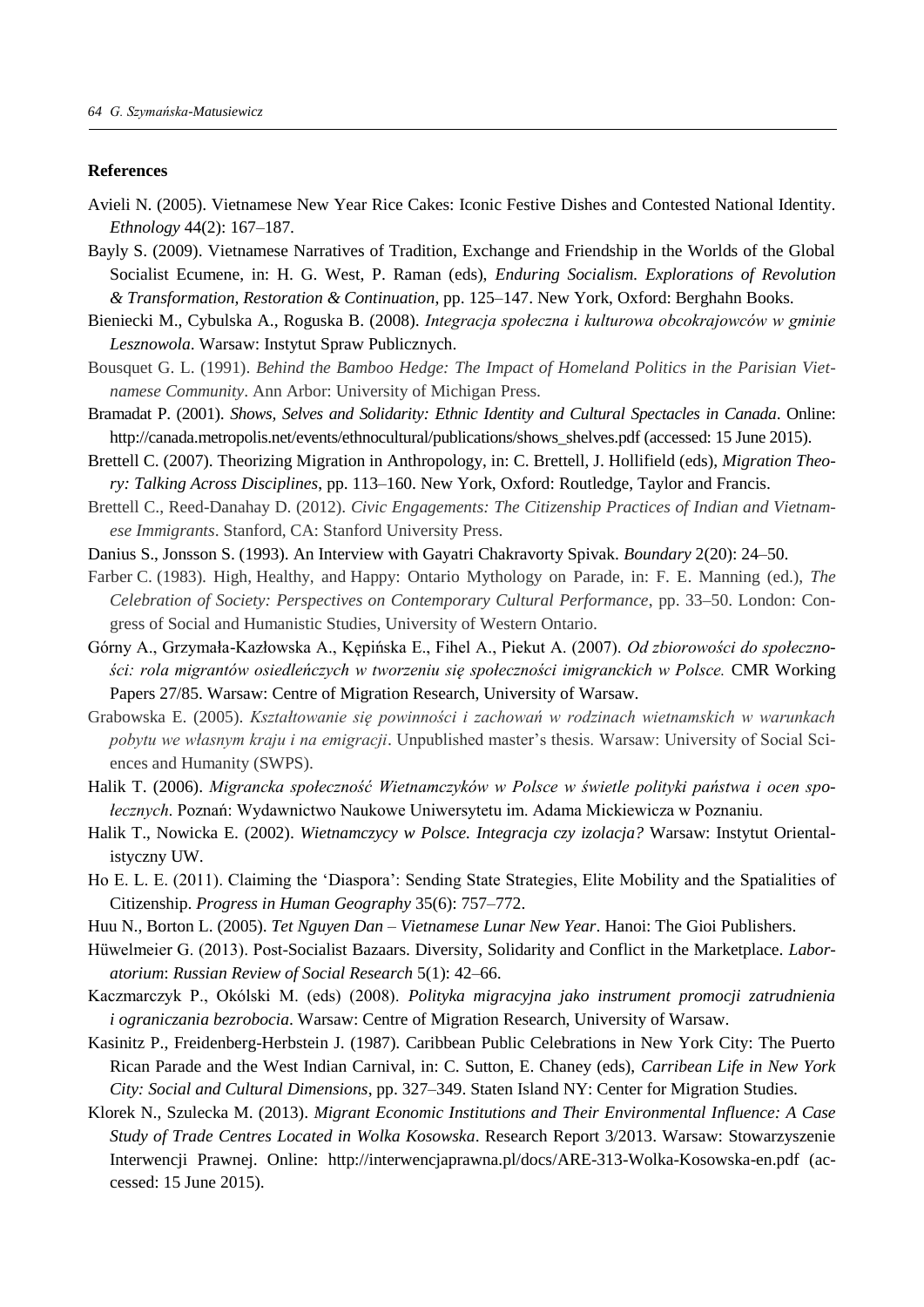### References

Avieli N. (2005). Vietnamese New Year Rice Cakes: Iconic Festive Dishes and Contested National Identity. *Ethnology* 44(2): 167–187.

Bayly S. (2009). Vietnamese Narratives of Tradition, Exchange and Friendship in the Worlds of the Global Socialist Ecumene, in: H. G. West, P. Raman (eds), *Enduring Socialism. Explorations of Revolution & Transformation, Restoration & Continuation*, pp. 125–147. New York, Oxford: Berghahn Books.

Bieniecki M., Cybulska A., Roguska B. (2008). *Integracja społeczna i kulturowa obcokrajowców w gminie Lesznowola*. Warsaw: Instytut Spraw Publicznych.

Bousquet G. L. (1991). *Behind the Bamboo Hedge: The Impact of Homeland Politics in the Parisian Vietnamese Community*. Ann Arbor: University of Michigan Press.

Bramadat P. (2001). *Shows, Selves and Solidarity: Ethnic Identity and Cultural Spectacles in Canada*. Online: http://canada.metropolis.net/events/ethnocultural/publications/shows_shelves.pdf (accessed: 15 June 2015).

Brettell C. (2007). Theorizing Migration in Anthropology, in: C. Brettell, J. Hollifield (eds), *Migration Theory: Talking Across Disciplines*, pp. 113–160. New York, Oxford: Routledge, Taylor and Francis.

Brettell C., Reed-Danahay D. (2012). *Civic Engagements: The Citizenship Practices of Indian and Vietnamese Immigrants*. Stanford, CA: Stanford University Press.

Danius S., Jonsson S. (1993). An Interview with Gayatri Chakravorty Spivak. *Boundary* 2(20): 24–50.

Farber C. (1983). High, Healthy, and Happy: Ontario Mythology on Parade, in: F. E. Manning (ed.), *The Celebration of Society: Perspectives on Contemporary Cultural Performance*, pp. 33–50. London: Congress of Social and Humanistic Studies, University of Western Ontario.

Górny A., Grzymała-Kazłowska A., Kępińska E., Fihel A., Piekut A. (2007). *Od zbiorowości do społeczności: rola migrantów osiedleńczych w tworzeniu się społeczności imigranckich w Polsce.* CMR Working Papers 27/85. Warsaw: Centre of Migration Research, University of Warsaw.

Grabowska E. (2005). *Kształtowanie się powinności i zachowań w rodzinach wietnamskich w warunkach pobytu we własnym kraju i na emigracji*. Unpublished master's thesis. Warsaw: University of Social Sciences and Humanity (SWPS).

Halik T. (2006). *Migrancka społeczność Wietnamczyków w Polsce w świetle polityki państwa i ocen społecznych*. Poznań: Wydawnictwo Naukowe Uniwersytetu im. Adama Mickiewicza w Poznaniu.

Halik T., Nowicka E. (2002). *Wietnamczycy w Polsce. Integracja czy izolacja?* Warsaw: Instytut Orientalistyczny UW.

Ho E. L. E. (2011). Claiming the 'Diaspora': Sending State Strategies, Elite Mobility and the Spatialities of Citizenship. *Progress in Human Geography* 35(6): 757–772.

Huu N., Borton L. (2005). *Tet Nguyen Dan – Vietnamese Lunar New Year*. Hanoi: The Gioi Publishers.

Hüwelmeier G. (2013). Post-Socialist Bazaars. Diversity, Solidarity and Conflict in the Marketplace. *Laboratorium*: *Russian Review of Social Research* 5(1): 42–66.

Kaczmarczyk P., Okólski M. (eds) (2008). *Polityka migracyjna jako instrument promocji zatrudnienia i ograniczania bezrobocia*. Warsaw: Centre of Migration Research, University of Warsaw.

Kasinitz P., Freidenberg-Herbstein J. (1987). Caribbean Public Celebrations in New York City: The Puerto Rican Parade and the West Indian Carnival, in: C. Sutton, E. Chaney (eds), *Carribean Life in New York City: Social and Cultural Dimensions*, pp. 327–349. Staten Island NY: Center for Migration Studies.

Klorek N., Szulecka M. (2013). *Migrant Economic Institutions and Their Environmental Influence: A Case Study of Trade Centres Located in Wolka Kosowska*. Research Report 3/2013. Warsaw: Stowarzyszenie Interwencji Prawnej. Online: http://interwencjaprawna.pl/docs/ARE-313-Wolka-Kosowska-en.pdf (accessed: 15 June 2015).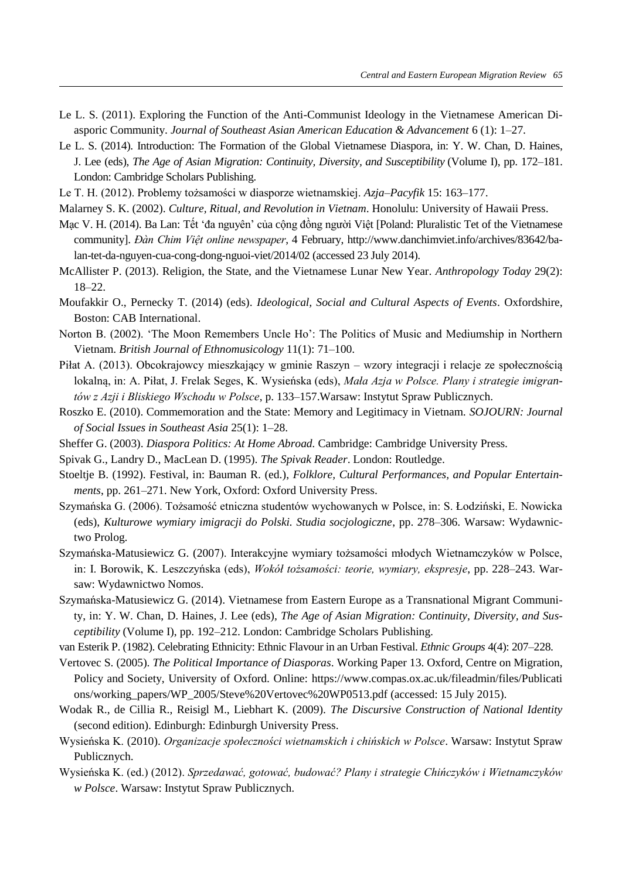Le L. S. (2011). Exploring the Function of the Anti-Communist Ideology in the Vietnamese American Diasporic Community. *Journal of Southeast Asian American Education & Advancement* 6 (1): 1–27.

Le L. S. (2014). Introduction: The Formation of the Global Vietnamese Diaspora, in: Y. W. Chan, D. Haines, J. Lee (eds), *The Age of Asian Migration: Continuity, Diversity, and Susceptibility* (Volume I), pp. 172–181. London: Cambridge Scholars Publishing.

Le T. H. (2012). Problemy tożsamości w diasporze wietnamskiej. *Azja–Pacyfik* 15: 163–177.

Malarney S. K. (2002). *Culture, Ritual, and Revolution in Vietnam*. Honolulu: University of Hawaii Press.

Mạc V. H. (2014). Ba Lan: Tết 'đa nguyên' của cộng đồng người Việt [Poland: Pluralistic Tet of the Vietnamese community]. *Đàn Chim Việt online newspaper*, 4 February, http://www.danchimviet.info/archives/83642/ba-lan-tet-da-nguyen-cua-cong-dong-nguoi-viet/2014/02 (accessed 23 July 2014).

McAllister P. (2013). Religion, the State, and the Vietnamese Lunar New Year. *Anthropology Today* 29(2): 18–22.

Moufakkir O., Pernecky T. (2014) (eds). *Ideological, Social and Cultural Aspects of Events*. Oxfordshire, Boston: CAB International.

Norton B. (2002). 'The Moon Remembers Uncle Ho': The Politics of Music and Mediumship in Northern Vietnam. *British Journal of Ethnomusicology* 11(1): 71–100.

Piłat A. (2013). Obcokrajowcy mieszkający w gminie Raszyn – wzory integracji i relacje ze społecznością lokalną, in: A. Piłat, J. Frelak Seges, K. Wysieńska (eds), *Mała Azja w Polsce. Plany i strategie imigrantów z Azji i Bliskiego Wschodu w Polsce*, p. 133–157.Warsaw: Instytut Spraw Publicznych.

Roszko E. (2010). Commemoration and the State: Memory and Legitimacy in Vietnam. *SOJOURN: Journal of Social Issues in Southeast Asia* 25(1): 1–28.

Sheffer G. (2003). *Diaspora Politics: At Home Abroad*. Cambridge: Cambridge University Press.

Spivak G., Landry D., MacLean D. (1995). *The Spivak Reader*. London: Routledge.

Stoeltje B. (1992). Festival, in: Bauman R. (ed.), *Folklore, Cultural Performances, and Popular Entertainments*, pp. 261–271. New York, Oxford: Oxford University Press.

Szymańska G. (2006). Tożsamość etniczna studentów wychowanych w Polsce, in: S. Łodziński, E. Nowicka (eds), *Kulturowe wymiary imigracji do Polski. Studia socjologiczne*, pp. 278–306. Warsaw: Wydawnictwo Prolog.

Szymańska-Matusiewicz G. (2007). Interakcyjne wymiary tożsamości młodych Wietnamczyków w Polsce, in: I. Borowik, K. Leszczyńska (eds), *Wokół tożsamości: teorie, wymiary, ekspresje*, pp. 228–243. Warsaw: Wydawnictwo Nomos.

Szymańska-Matusiewicz G. (2014). Vietnamese from Eastern Europe as a Transnational Migrant Community, in: Y. W. Chan, D. Haines, J. Lee (eds), *The Age of Asian Migration: Continuity, Diversity, and Susceptibility* (Volume I), pp. 192–212. London: Cambridge Scholars Publishing.

van Esterik P. (1982). Celebrating Ethnicity: Ethnic Flavour in an Urban Festival. *Ethnic Groups* 4(4): 207–228.

Vertovec S. (2005). *The Political Importance of Diasporas*. Working Paper 13. Oxford, Centre on Migration, Policy and Society, University of Oxford. Online: https://www.compas.ox.ac.uk/fileadmin/files/Publications/working_papers/WP_2005/Steve%20Vertovec%20WP0513.pdf (accessed: 15 July 2015).

Wodak R., de Cillia R., Reisigl M., Liebhart K. (2009). *The Discursive Construction of National Identity* (second edition). Edinburgh: Edinburgh University Press.

Wysieńska K. (2010). *Organizacje społeczności wietnamskich i chińskich w Polsce*. Warsaw: Instytut Spraw Publicznych.

Wysieńska K. (ed.) (2012). *Sprzedawać, gotować, budować? Plany i strategie Chińczyków i Wietnamczyków w Polsce*. Warsaw: Instytut Spraw Publicznych.